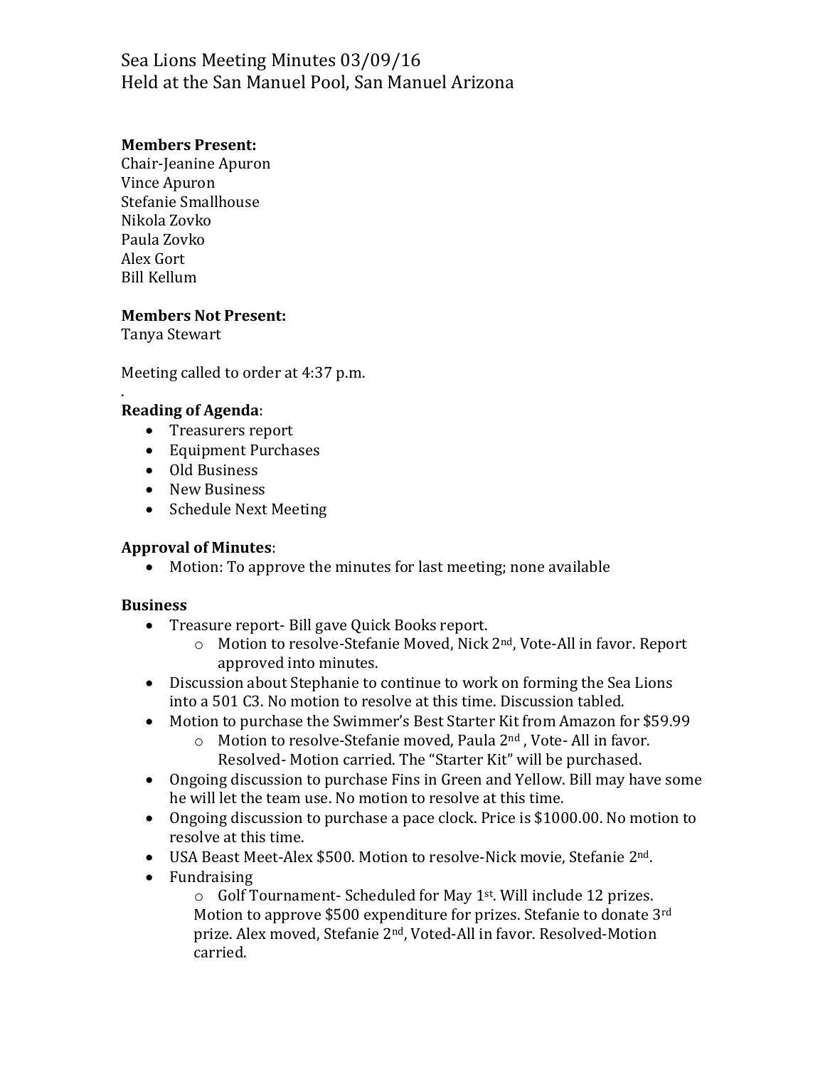Sea Lions Meeting Minutes 03/09/16
Held at the San Manuel Pool, San Manuel Arizona

**Members Present:**
Chair-Jeanine Apuron
Vince Apuron
Stefanie Smallhouse
Nikola Zovko
Paula Zovko
Alex Gort
Bill Kellum

**Members Not Present:**
Tanya Stewart

Meeting called to order at 4:37 p.m.
.

**Reading of Agenda**:

- Treasurers report
- Equipment Purchases
- Old Business
- New Business
- Schedule Next Meeting

**Approval of Minutes**:

- Motion: To approve the minutes for last meeting; none available

**Business**

- Treasure report- Bill gave Quick Books report.
  - Motion to resolve-Stefanie Moved, Nick 2nd, Vote-All in favor. Report approved into minutes.
- Discussion about Stephanie to continue to work on forming the Sea Lions into a 501 C3. No motion to resolve at this time. Discussion tabled.
- Motion to purchase the Swimmer's Best Starter Kit from Amazon for $59.99
  - Motion to resolve-Stefanie moved, Paula 2nd , Vote- All in favor. Resolved- Motion carried. The "Starter Kit" will be purchased.
- Ongoing discussion to purchase Fins in Green and Yellow. Bill may have some he will let the team use. No motion to resolve at this time.
- Ongoing discussion to purchase a pace clock. Price is $1000.00. No motion to resolve at this time.
- USA Beast Meet-Alex $500. Motion to resolve-Nick movie, Stefanie 2nd.
- Fundraising
  - Golf Tournament- Scheduled for May 1st. Will include 12 prizes. Motion to approve $500 expenditure for prizes. Stefanie to donate 3rd prize. Alex moved, Stefanie 2nd, Voted-All in favor. Resolved-Motion carried.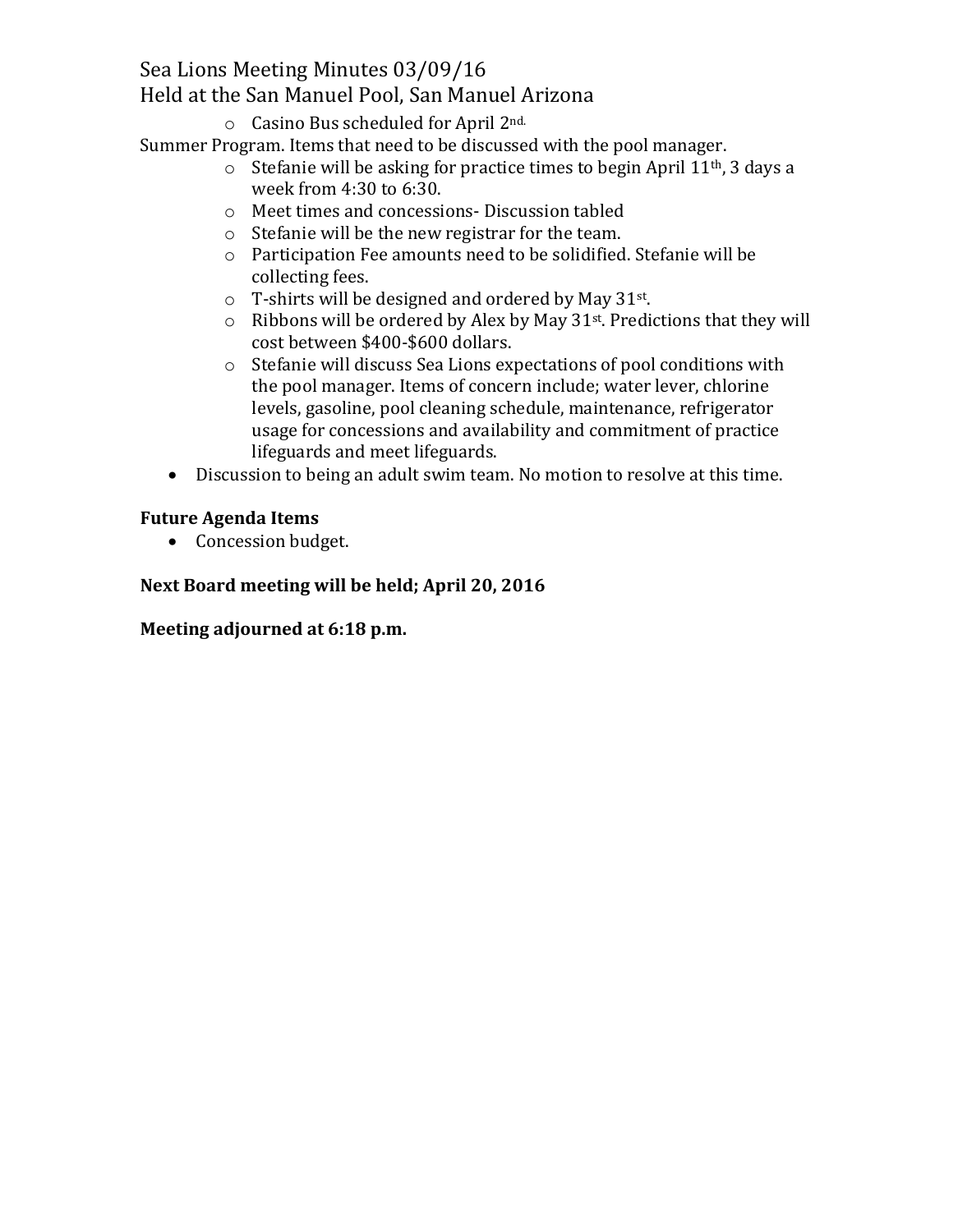- Casino Bus scheduled for April 2nd.

Summer Program. Items that need to be discussed with the pool manager.

- Stefanie will be asking for practice times to begin April 11th, 3 days a week from 4:30 to 6:30.
- Meet times and concessions- Discussion tabled
- Stefanie will be the new registrar for the team.
- Participation Fee amounts need to be solidified. Stefanie will be collecting fees.
- T-shirts will be designed and ordered by May 31st.
- Ribbons will be ordered by Alex by May 31st. Predictions that they will cost between $400-$600 dollars.
- Stefanie will discuss Sea Lions expectations of pool conditions with the pool manager. Items of concern include; water lever, chlorine levels, gasoline, pool cleaning schedule, maintenance, refrigerator usage for concessions and availability and commitment of practice lifeguards and meet lifeguards.

- Discussion to being an adult swim team. No motion to resolve at this time.

**Future Agenda Items**

- Concession budget.

**Next Board meeting will be held; April 20, 2016**

**Meeting adjourned at 6:18 p.m.**